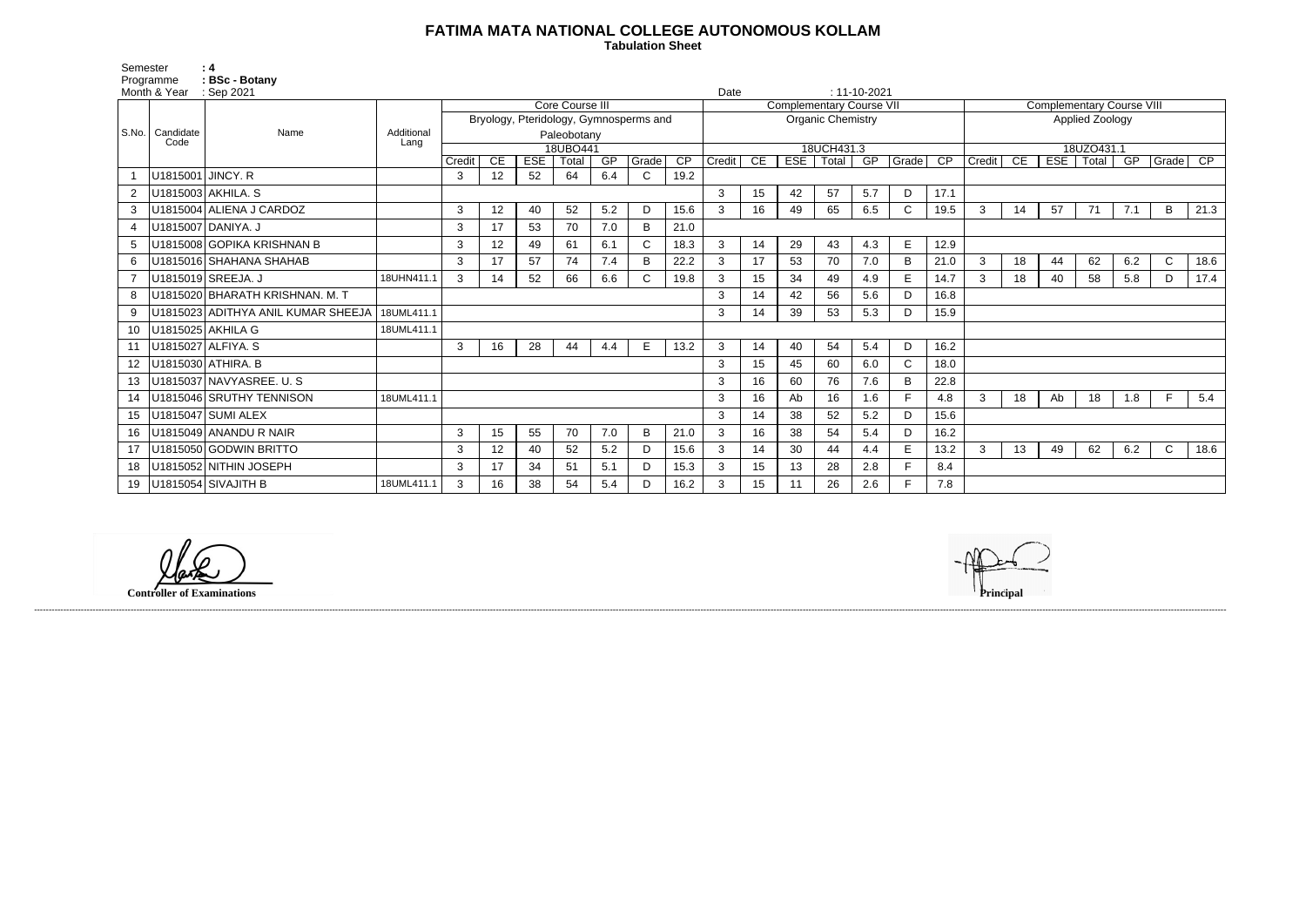# FATIMA MATA NATIONAL COLLEGE AUTONOMOUS KOLLAM

**Tabulation Sheet**

Semester : 4
Programme : BSc - Botany
Month & Year : Sep 2021
Date : 11-10-2021

| S.No. | Candidate Code | Name | Additional Lang | Core Course III | | | | | | | Complementary Course VII | | | | | | | Complementary Course VIII | | | | | | |
|---|---|---|---|---|---|---|---|---|---|---|---|---|---|---|---|---|---|---|---|---|---|---|---|---|
| | | | | Bryology, Pteridology, Gymnosperms and Paleobotany | | | | | | | Organic Chemistry | | | | | | | Applied Zoology | | | | | | |
| | | | | 18UBO441 | | | | | | | 18UCH431.3 | | | | | | | 18UZO431.1 | | | | | | |
| | | | | Credit | CE | ESE | Total | GP | Grade | CP | Credit | CE | ESE | Total | GP | Grade | CP | Credit | CE | ESE | Total | GP | Grade | CP |
| 1 | U1815001 | JINCY. R | | 3 | 12 | 52 | 64 | 6.4 | C | 19.2 | | | | | | | | | | | | | | |
| 2 | U1815003 | AKHILA. S | | | | | | | | | 3 | 15 | 42 | 57 | 5.7 | D | 17.1 | | | | | | | |
| 3 | U1815004 | ALIENA J CARDOZ | | 3 | 12 | 40 | 52 | 5.2 | D | 15.6 | 3 | 16 | 49 | 65 | 6.5 | C | 19.5 | 3 | 14 | 57 | 71 | 7.1 | B | 21.3 |
| 4 | U1815007 | DANIYA. J | | 3 | 17 | 53 | 70 | 7.0 | B | 21.0 | | | | | | | | | | | | | | |
| 5 | U1815008 | GOPIKA KRISHNAN B | | 3 | 12 | 49 | 61 | 6.1 | C | 18.3 | 3 | 14 | 29 | 43 | 4.3 | E | 12.9 | | | | | | | |
| 6 | U1815016 | SHAHANA SHAHAB | | 3 | 17 | 57 | 74 | 7.4 | B | 22.2 | 3 | 17 | 53 | 70 | 7.0 | B | 21.0 | 3 | 18 | 44 | 62 | 6.2 | C | 18.6 |
| 7 | U1815019 | SREEJA. J | 18UHN411.1 | 3 | 14 | 52 | 66 | 6.6 | C | 19.8 | 3 | 15 | 34 | 49 | 4.9 | E | 14.7 | 3 | 18 | 40 | 58 | 5.8 | D | 17.4 |
| 8 | U1815020 | BHARATH KRISHNAN. M. T | | | | | | | | | 3 | 14 | 42 | 56 | 5.6 | D | 16.8 | | | | | | | |
| 9 | U1815023 | ADITHYA ANIL KUMAR SHEEJA | 18UML411.1 | | | | | | | | 3 | 14 | 39 | 53 | 5.3 | D | 15.9 | | | | | | | |
| 10 | U1815025 | AKHILA G | 18UML411.1 | | | | | | | | | | | | | | | | | | | | | |
| 11 | U1815027 | ALFIYA. S | | 3 | 16 | 28 | 44 | 4.4 | E | 13.2 | 3 | 14 | 40 | 54 | 5.4 | D | 16.2 | | | | | | | |
| 12 | U1815030 | ATHIRA. B | | | | | | | | | 3 | 15 | 45 | 60 | 6.0 | C | 18.0 | | | | | | | |
| 13 | U1815037 | NAVYASREE. U. S | | | | | | | | | 3 | 16 | 60 | 76 | 7.6 | B | 22.8 | | | | | | | |
| 14 | U1815046 | SRUTHY TENNISON | 18UML411.1 | | | | | | | | 3 | 16 | Ab | 16 | 1.6 | F | 4.8 | 3 | 18 | Ab | 18 | 1.8 | F | 5.4 |
| 15 | U1815047 | SUMI ALEX | | | | | | | | | 3 | 14 | 38 | 52 | 5.2 | D | 15.6 | | | | | | | |
| 16 | U1815049 | ANANDU R NAIR | | 3 | 15 | 55 | 70 | 7.0 | B | 21.0 | 3 | 16 | 38 | 54 | 5.4 | D | 16.2 | | | | | | | |
| 17 | U1815050 | GODWIN BRITTO | | 3 | 12 | 40 | 52 | 5.2 | D | 15.6 | 3 | 14 | 30 | 44 | 4.4 | E | 13.2 | 3 | 13 | 49 | 62 | 6.2 | C | 18.6 |
| 18 | U1815052 | NITHIN JOSEPH | | 3 | 17 | 34 | 51 | 5.1 | D | 15.3 | 3 | 15 | 13 | 28 | 2.8 | F | 8.4 | | | | | | | |
| 19 | U1815054 | SIVAJITH B | 18UML411.1 | 3 | 16 | 38 | 54 | 5.4 | D | 16.2 | 3 | 15 | 11 | 26 | 2.6 | F | 7.8 | | | | | | | |

**Controller of Examinations**

**Principal**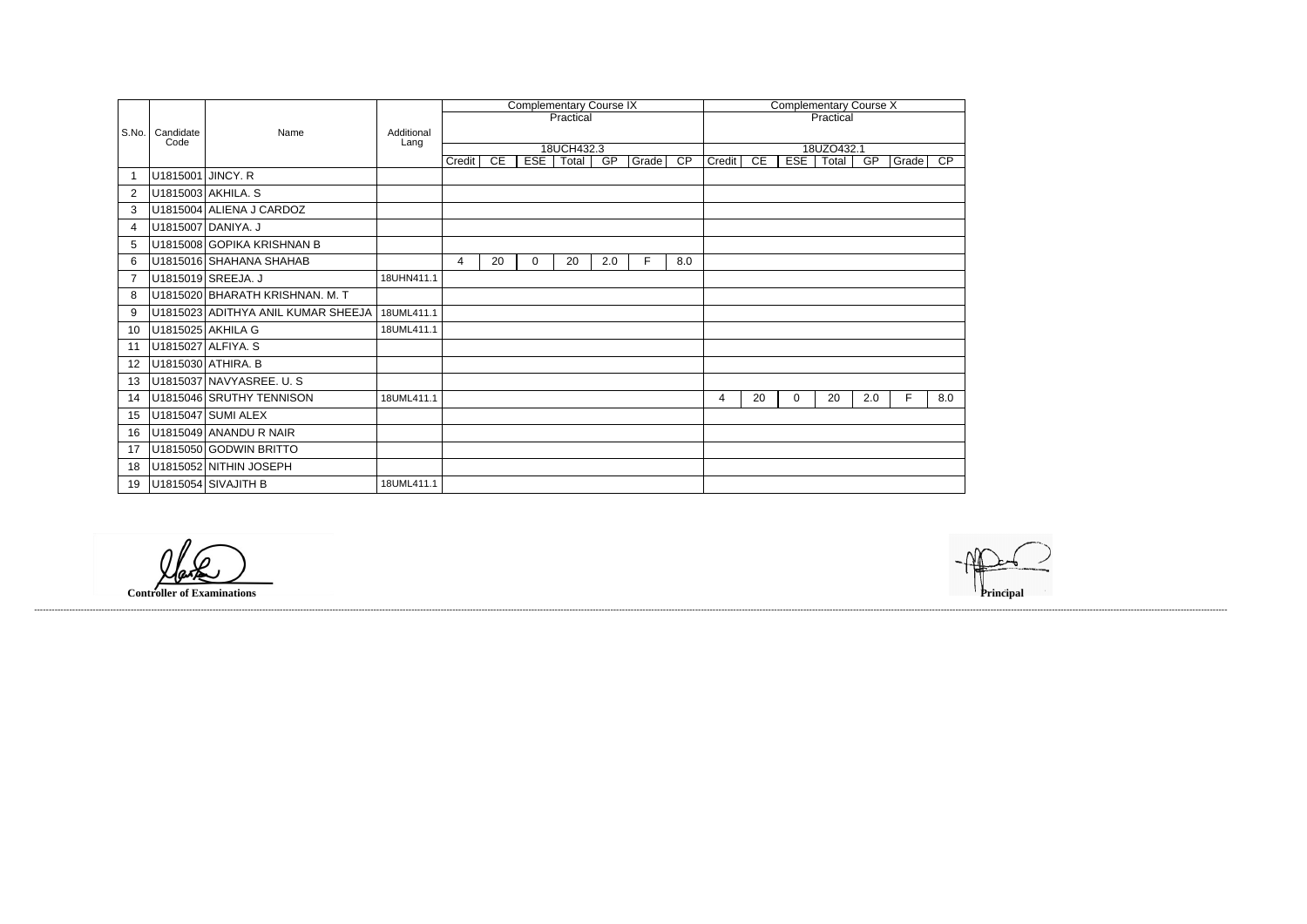| S.No. | Candidate Code | Name | Additional Lang | Complementary Course IX | | | | | | | Complementary Course X | | | | | | |
|---|---|---|---|---|---|---|---|---|---|---|---|---|---|---|---|---|---|
| | | | | Practical | | | | | | | Practical | | | | | | |
| | | | | 18UCH432.3 | | | | | | | 18UZO432.1 | | | | | | |
| | | | | Credit | CE | ESE | Total | GP | Grade | CP | Credit | CE | ESE | Total | GP | Grade | CP |
| 1 | U1815001 | JINCY. R | | | | | | | | | | | | | | | |
| 2 | U1815003 | AKHILA. S | | | | | | | | | | | | | | | |
| 3 | U1815004 | ALIENA J CARDOZ | | | | | | | | | | | | | | | |
| 4 | U1815007 | DANIYA. J | | | | | | | | | | | | | | | |
| 5 | U1815008 | GOPIKA KRISHNAN B | | | | | | | | | | | | | | | |
| 6 | U1815016 | SHAHANA SHAHAB | | 4 | 20 | 0 | 20 | 2.0 | F | 8.0 | | | | | | | |
| 7 | U1815019 | SREEJA. J | 18UHN411.1 | | | | | | | | | | | | | | |
| 8 | U1815020 | BHARATH KRISHNAN. M. T | | | | | | | | | | | | | | | |
| 9 | U1815023 | ADITHYA ANIL KUMAR SHEEJA | 18UML411.1 | | | | | | | | | | | | | | |
| 10 | U1815025 | AKHILA G | 18UML411.1 | | | | | | | | | | | | | | |
| 11 | U1815027 | ALFIYA. S | | | | | | | | | | | | | | | |
| 12 | U1815030 | ATHIRA. B | | | | | | | | | | | | | | | |
| 13 | U1815037 | NAVYASREE. U. S | | | | | | | | | | | | | | | |
| 14 | U1815046 | SRUTHY TENNISON | 18UML411.1 | | | | | | | | 4 | 20 | 0 | 20 | 2.0 | F | 8.0 |
| 15 | U1815047 | SUMI ALEX | | | | | | | | | | | | | | | |
| 16 | U1815049 | ANANDU R NAIR | | | | | | | | | | | | | | | |
| 17 | U1815050 | GODWIN BRITTO | | | | | | | | | | | | | | | |
| 18 | U1815052 | NITHIN JOSEPH | | | | | | | | | | | | | | | |
| 19 | U1815054 | SIVAJITH B | 18UML411.1 | | | | | | | | | | | | | | |

**Controller of Examinations**

**Principal**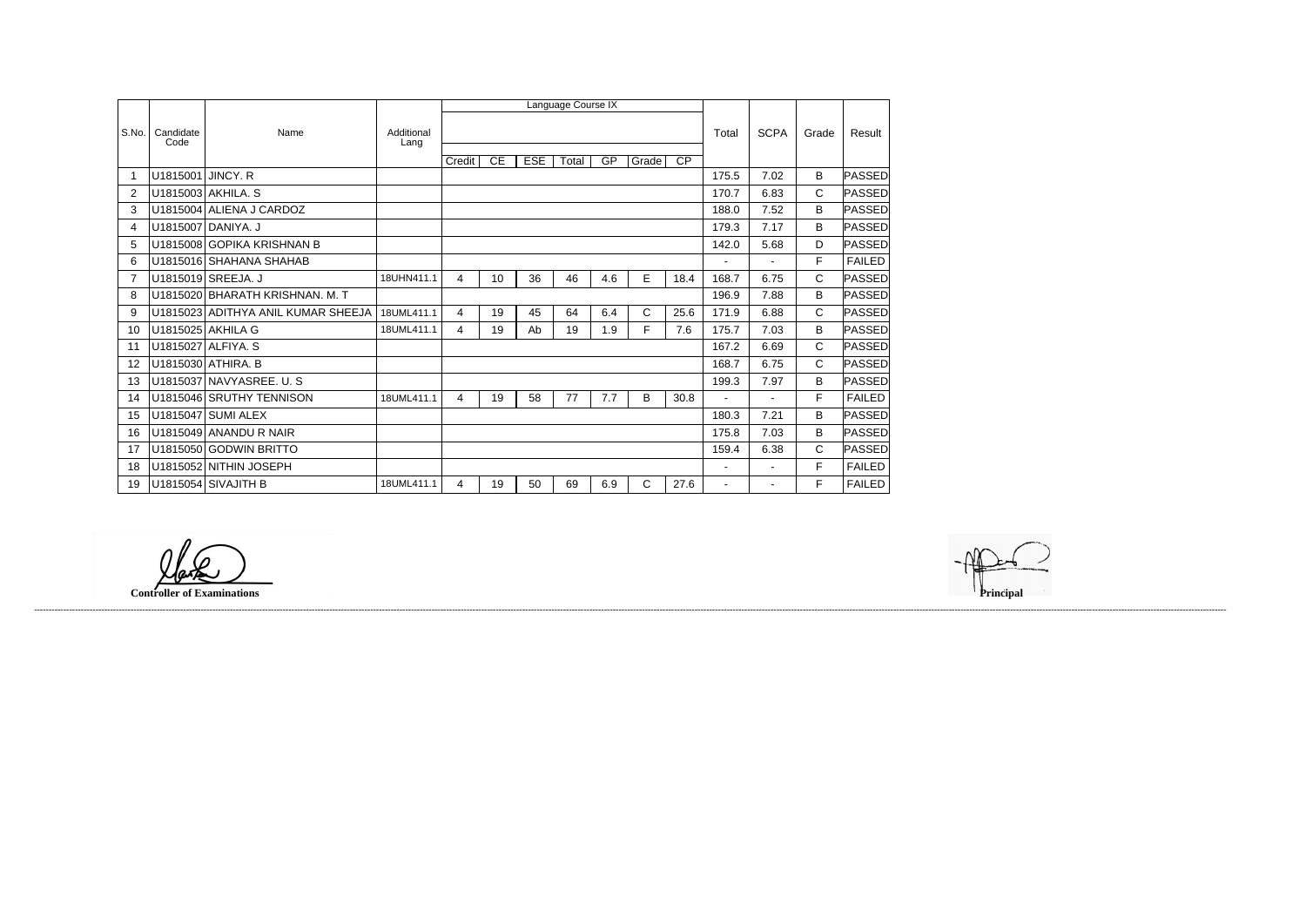| S.No. | Candidate Code | Name | Additional Lang | Language Course IX | | | | | | | Total | SCPA | Grade | Result |
|---|---|---|---|---|---|---|---|---|---|---|---|---|---|---|
| | | | | Credit | CE | ESE | Total | GP | Grade | CP | | | | |
| 1 | U1815001 | JINCY. R | | | | | | | | | 175.5 | 7.02 | B | PASSED |
| 2 | U1815003 | AKHILA. S | | | | | | | | | 170.7 | 6.83 | C | PASSED |
| 3 | U1815004 | ALIENA J CARDOZ | | | | | | | | | 188.0 | 7.52 | B | PASSED |
| 4 | U1815007 | DANIYA. J | | | | | | | | | 179.3 | 7.17 | B | PASSED |
| 5 | U1815008 | GOPIKA KRISHNAN B | | | | | | | | | 142.0 | 5.68 | D | PASSED |
| 6 | U1815016 | SHAHANA SHAHAB | | | | | | | | | - | - | F | FAILED |
| 7 | U1815019 | SREEJA. J | 18UHN411.1 | 4 | 10 | 36 | 46 | 4.6 | E | 18.4 | 168.7 | 6.75 | C | PASSED |
| 8 | U1815020 | BHARATH KRISHNAN. M. T | | | | | | | | | 196.9 | 7.88 | B | PASSED |
| 9 | U1815023 | ADITHYA ANIL KUMAR SHEEJA | 18UML411.1 | 4 | 19 | 45 | 64 | 6.4 | C | 25.6 | 171.9 | 6.88 | C | PASSED |
| 10 | U1815025 | AKHILA G | 18UML411.1 | 4 | 19 | Ab | 19 | 1.9 | F | 7.6 | 175.7 | 7.03 | B | PASSED |
| 11 | U1815027 | ALFIYA. S | | | | | | | | | 167.2 | 6.69 | C | PASSED |
| 12 | U1815030 | ATHIRA. B | | | | | | | | | 168.7 | 6.75 | C | PASSED |
| 13 | U1815037 | NAVYASREE. U. S | | | | | | | | | 199.3 | 7.97 | B | PASSED |
| 14 | U1815046 | SRUTHY TENNISON | 18UML411.1 | 4 | 19 | 58 | 77 | 7.7 | B | 30.8 | - | - | F | FAILED |
| 15 | U1815047 | SUMI ALEX | | | | | | | | | 180.3 | 7.21 | B | PASSED |
| 16 | U1815049 | ANANDU R NAIR | | | | | | | | | 175.8 | 7.03 | B | PASSED |
| 17 | U1815050 | GODWIN BRITTO | | | | | | | | | 159.4 | 6.38 | C | PASSED |
| 18 | U1815052 | NITHIN JOSEPH | | | | | | | | | - | - | F | FAILED |
| 19 | U1815054 | SIVAJITH B | 18UML411.1 | 4 | 19 | 50 | 69 | 6.9 | C | 27.6 | - | - | F | FAILED |

**Controller of Examinations**

**Principal**